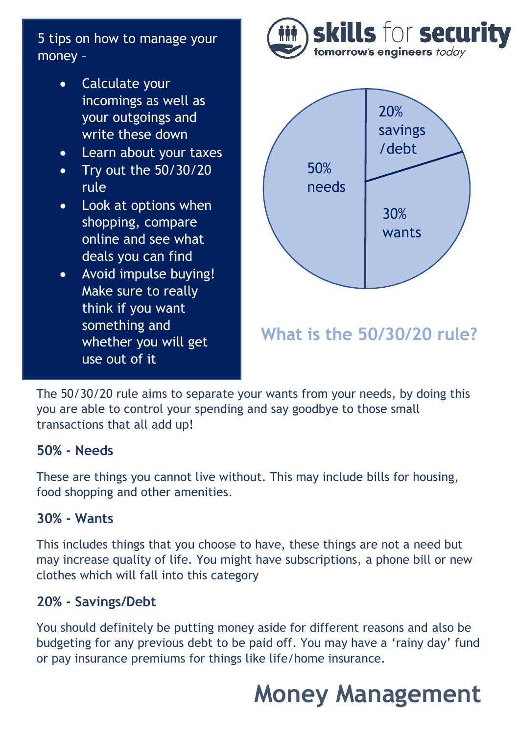# Money Management

5 tips on how to manage your money –

- Calculate your incomings as well as your outgoings and write these down
- Learn about your taxes
- Try out the 50/30/20 rule
- Look at options when shopping, compare online and see what deals you can find
- Avoid impulse buying! Make sure to really think if you want something and whether you will get use out of it

skills for security
tomorrow's engineers *today*

50% needs
20% savings /debt
30% wants

## What is the 50/30/20 rule?

The 50/30/20 rule aims to separate your wants from your needs, by doing this you are able to control your spending and say goodbye to those small transactions that all add up!

**50% - Needs**

These are things you cannot live without. This may include bills for housing, food shopping and other amenities.

**30% - Wants**

This includes things that you choose to have, these things are not a need but may increase quality of life. You might have subscriptions, a phone bill or new clothes which will fall into this category

**20% - Savings/Debt**

You should definitely be putting money aside for different reasons and also be budgeting for any previous debt to be paid off. You may have a 'rainy day' fund or pay insurance premiums for things like life/home insurance.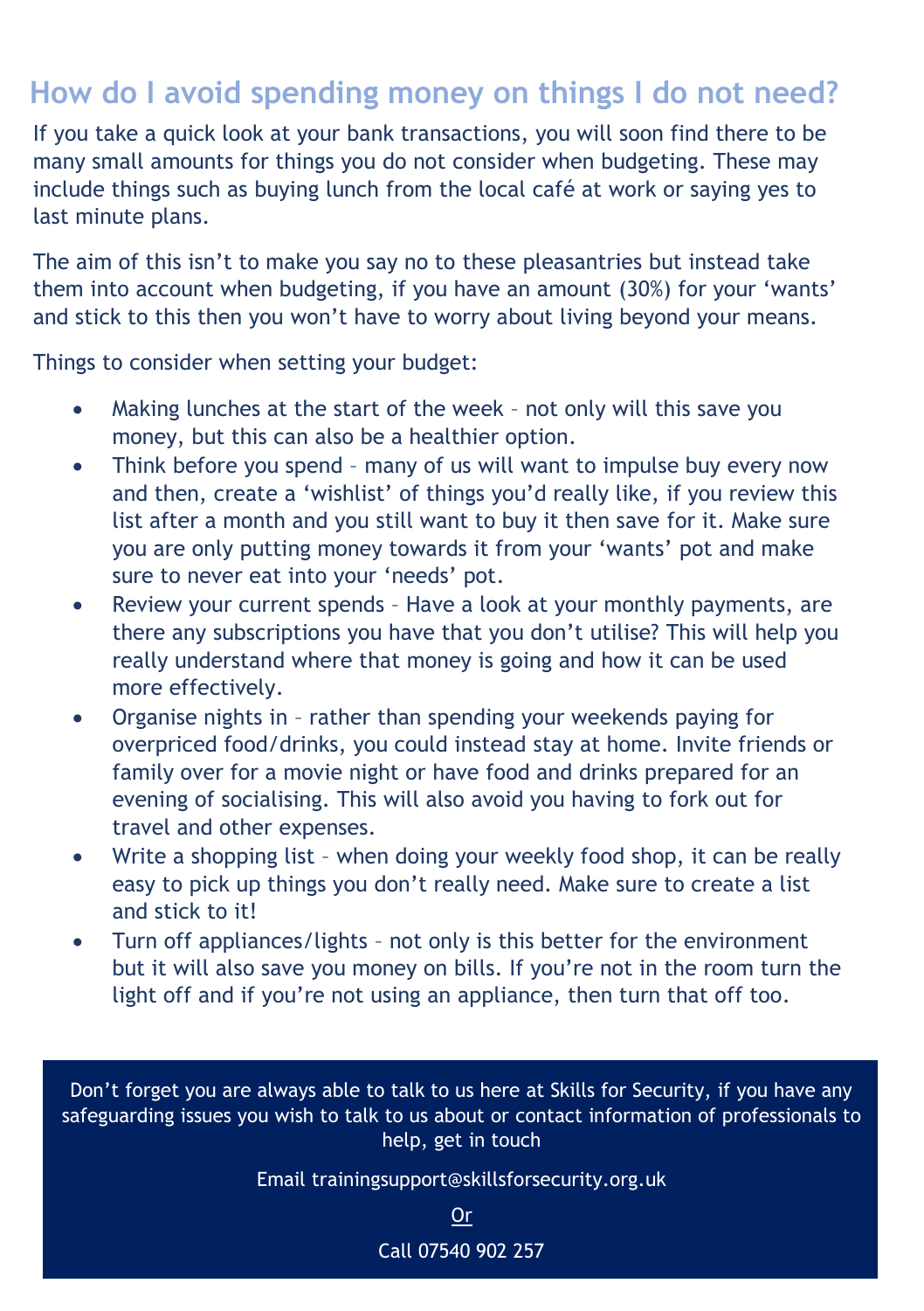## How do I avoid spending money on things I do not need?

If you take a quick look at your bank transactions, you will soon find there to be many small amounts for things you do not consider when budgeting. These may include things such as buying lunch from the local café at work or saying yes to last minute plans.

The aim of this isn't to make you say no to these pleasantries but instead take them into account when budgeting, if you have an amount (30%) for your 'wants' and stick to this then you won't have to worry about living beyond your means.

Things to consider when setting your budget:

- Making lunches at the start of the week – not only will this save you money, but this can also be a healthier option.
- Think before you spend – many of us will want to impulse buy every now and then, create a 'wishlist' of things you'd really like, if you review this list after a month and you still want to buy it then save for it. Make sure you are only putting money towards it from your 'wants' pot and make sure to never eat into your 'needs' pot.
- Review your current spends – Have a look at your monthly payments, are there any subscriptions you have that you don't utilise? This will help you really understand where that money is going and how it can be used more effectively.
- Organise nights in – rather than spending your weekends paying for overpriced food/drinks, you could instead stay at home. Invite friends or family over for a movie night or have food and drinks prepared for an evening of socialising. This will also avoid you having to fork out for travel and other expenses.
- Write a shopping list – when doing your weekly food shop, it can be really easy to pick up things you don't really need. Make sure to create a list and stick to it!
- Turn off appliances/lights – not only is this better for the environment but it will also save you money on bills. If you're not in the room turn the light off and if you're not using an appliance, then turn that off too.

Don't forget you are always able to talk to us here at Skills for Security, if you have any safeguarding issues you wish to talk to us about or contact information of professionals to help, get in touch

Email trainingsupport@skillsforsecurity.org.uk

Or

Call 07540 902 257